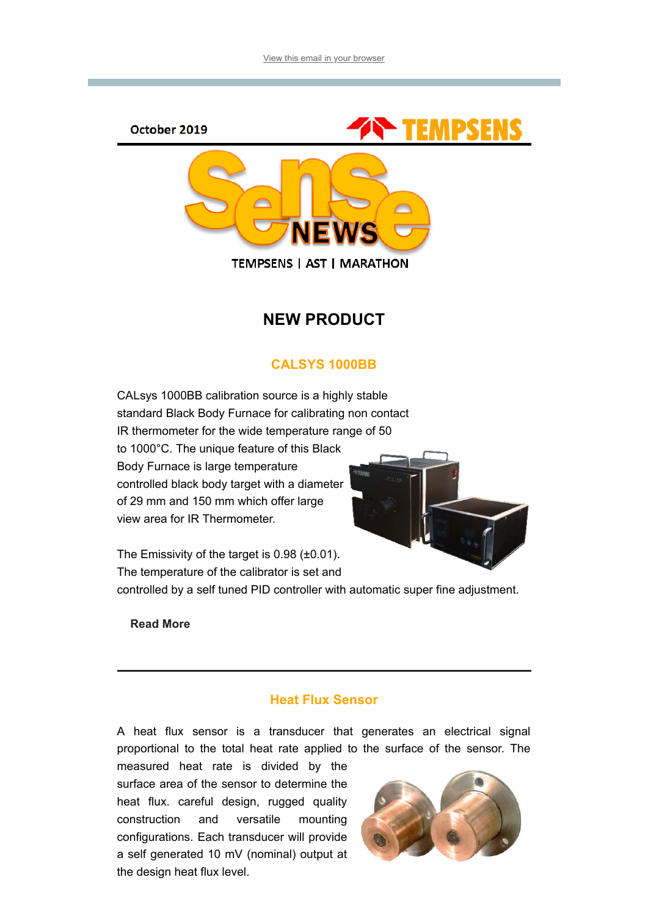View this email in your browser

October 2019

TEMPSENS

TEMPSENS | AST | MARATHON

## NEW PRODUCT

### CALSYS 1000BB

CALsys 1000BB calibration source is a highly stable standard Black Body Furnace for calibrating non contact IR thermometer for the wide temperature range of 50 to 1000°C. The unique feature of this Black Body Furnace is large temperature controlled black body target with a diameter of 29 mm and 150 mm which offer large view area for IR Thermometer.

The Emissivity of the target is 0.98 (±0.01). The temperature of the calibrator is set and controlled by a self tuned PID controller with automatic super fine adjustment.

**Read More**

---

### Heat Flux Sensor

A heat flux sensor is a transducer that generates an electrical signal proportional to the total heat rate applied to the surface of the sensor. The measured heat rate is divided by the surface area of the sensor to determine the heat flux. careful design, rugged quality construction and versatile mounting configurations. Each transducer will provide a self generated 10 mV (nominal) output at the design heat flux level.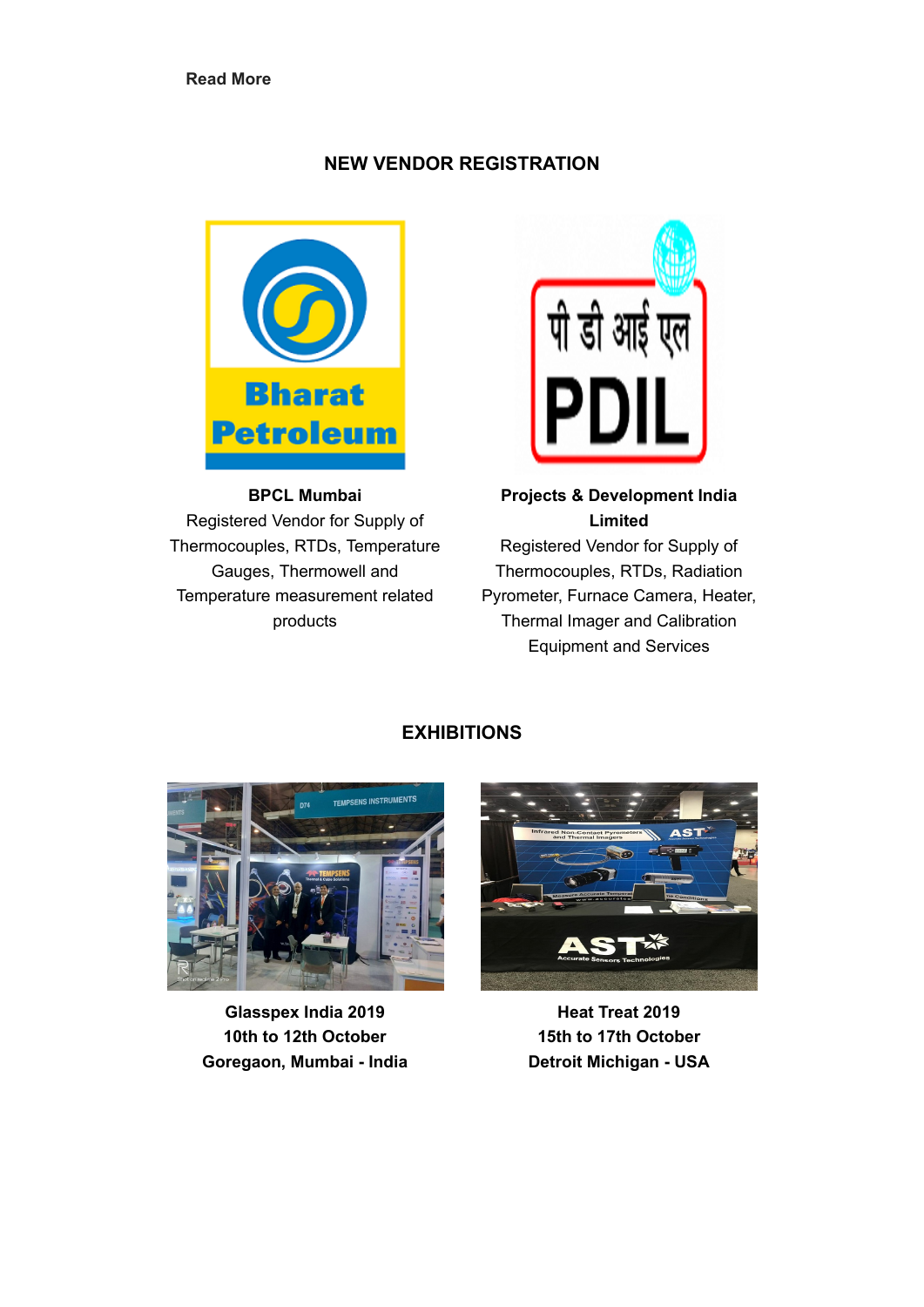**Read More**

## NEW VENDOR REGISTRATION

**BPCL Mumbai**

Registered Vendor for Supply of Thermocouples, RTDs, Temperature Gauges, Thermowell and Temperature measurement related products

**Projects & Development India Limited**

Registered Vendor for Supply of Thermocouples, RTDs, Radiation Pyrometer, Furnace Camera, Heater, Thermal Imager and Calibration Equipment and Services

## EXHIBITIONS

**Glasspex India 2019**
**10th to 12th October**
**Goregaon, Mumbai - India**

**Heat Treat 2019**
**15th to 17th October**
**Detroit Michigan - USA**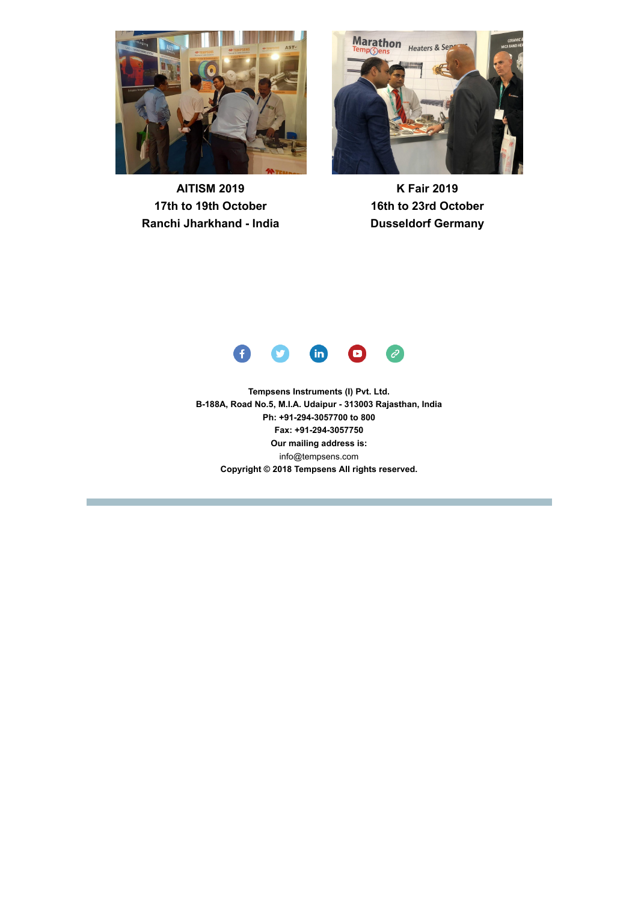**AITISM 2019**
**17th to 19th October**
**Ranchi Jharkhand - India**

**K Fair 2019**
**16th to 23rd October**
**Dusseldorf Germany**

**Tempsens Instruments (I) Pvt. Ltd.**
**B-188A, Road No.5, M.I.A. Udaipur - 313003 Rajasthan, India**
**Ph: +91-294-3057700 to 800**
**Fax: +91-294-3057750**
**Our mailing address is:**
info@tempsens.com
**Copyright © 2018 Tempsens All rights reserved.**